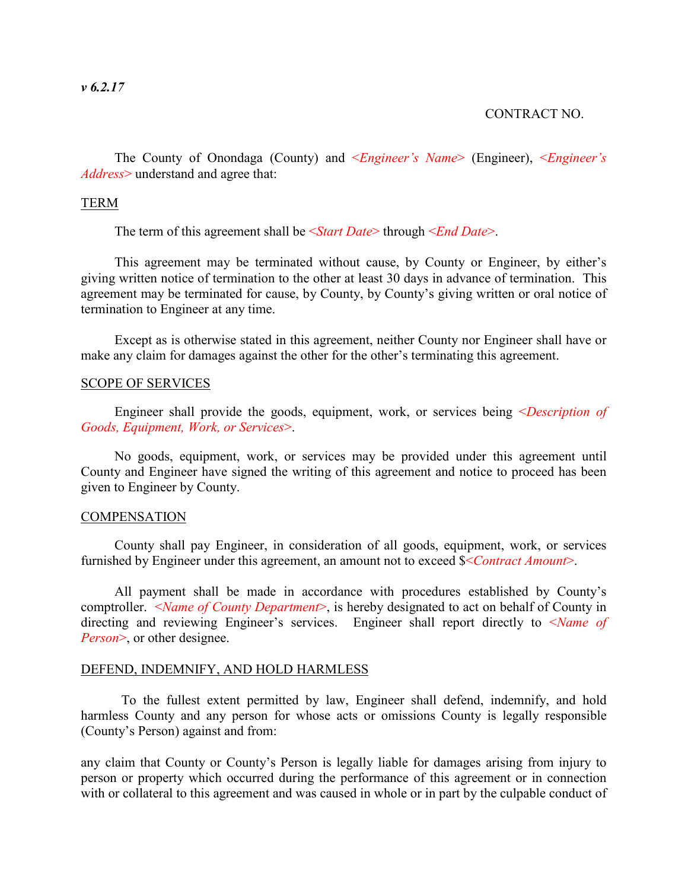*v 6.2.17*

CONTRACT NO.

The County of Onondaga (County) and *<Engineer's Name>* (Engineer), *<Engineer's Address>* understand and agree that:

## TERM

The term of this agreement shall be *<Start Date>* through *<End Date>*.

This agreement may be terminated without cause, by County or Engineer, by either's giving written notice of termination to the other at least 30 days in advance of termination. This agreement may be terminated for cause, by County, by County's giving written or oral notice of termination to Engineer at any time.

Except as is otherwise stated in this agreement, neither County nor Engineer shall have or make any claim for damages against the other for the other's terminating this agreement.

## SCOPE OF SERVICES

Engineer shall provide the goods, equipment, work, or services being *<Description of Goods, Equipment, Work, or Services>*.

No goods, equipment, work, or services may be provided under this agreement until County and Engineer have signed the writing of this agreement and notice to proceed has been given to Engineer by County.

## COMPENSATION

County shall pay Engineer, in consideration of all goods, equipment, work, or services furnished by Engineer under this agreement, an amount not to exceed $*<Contract Amount>*.

All payment shall be made in accordance with procedures established by County's comptroller. *<Name of County Department>*, is hereby designated to act on behalf of County in directing and reviewing Engineer's services. Engineer shall report directly to *<Name of Person>*, or other designee.

## DEFEND, INDEMNIFY, AND HOLD HARMLESS

To the fullest extent permitted by law, Engineer shall defend, indemnify, and hold harmless County and any person for whose acts or omissions County is legally responsible (County's Person) against and from:

any claim that County or County's Person is legally liable for damages arising from injury to person or property which occurred during the performance of this agreement or in connection with or collateral to this agreement and was caused in whole or in part by the culpable conduct of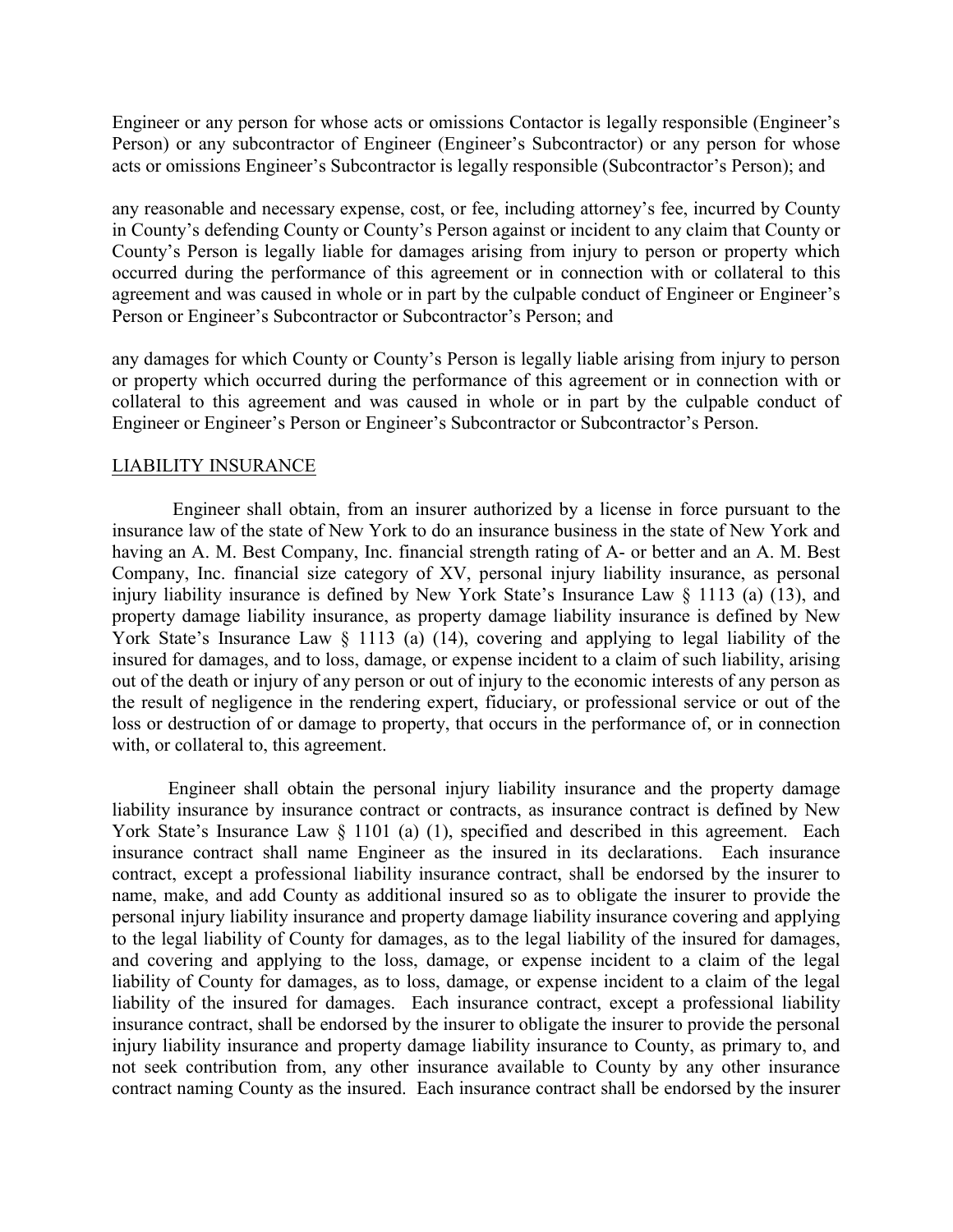Engineer or any person for whose acts or omissions Contactor is legally responsible (Engineer's Person) or any subcontractor of Engineer (Engineer's Subcontractor) or any person for whose acts or omissions Engineer's Subcontractor is legally responsible (Subcontractor's Person); and

any reasonable and necessary expense, cost, or fee, including attorney's fee, incurred by County in County's defending County or County's Person against or incident to any claim that County or County's Person is legally liable for damages arising from injury to person or property which occurred during the performance of this agreement or in connection with or collateral to this agreement and was caused in whole or in part by the culpable conduct of Engineer or Engineer's Person or Engineer's Subcontractor or Subcontractor's Person; and

any damages for which County or County's Person is legally liable arising from injury to person or property which occurred during the performance of this agreement or in connection with or collateral to this agreement and was caused in whole or in part by the culpable conduct of Engineer or Engineer's Person or Engineer's Subcontractor or Subcontractor's Person.

<u>LIABILITY INSURANCE</u>

Engineer shall obtain, from an insurer authorized by a license in force pursuant to the insurance law of the state of New York to do an insurance business in the state of New York and having an A. M. Best Company, Inc. financial strength rating of A- or better and an A. M. Best Company, Inc. financial size category of XV, personal injury liability insurance, as personal injury liability insurance is defined by New York State's Insurance Law § 1113 (a) (13), and property damage liability insurance, as property damage liability insurance is defined by New York State's Insurance Law § 1113 (a) (14), covering and applying to legal liability of the insured for damages, and to loss, damage, or expense incident to a claim of such liability, arising out of the death or injury of any person or out of injury to the economic interests of any person as the result of negligence in the rendering expert, fiduciary, or professional service or out of the loss or destruction of or damage to property, that occurs in the performance of, or in connection with, or collateral to, this agreement.

Engineer shall obtain the personal injury liability insurance and the property damage liability insurance by insurance contract or contracts, as insurance contract is defined by New York State's Insurance Law § 1101 (a) (1), specified and described in this agreement. Each insurance contract shall name Engineer as the insured in its declarations. Each insurance contract, except a professional liability insurance contract, shall be endorsed by the insurer to name, make, and add County as additional insured so as to obligate the insurer to provide the personal injury liability insurance and property damage liability insurance covering and applying to the legal liability of County for damages, as to the legal liability of the insured for damages, and covering and applying to the loss, damage, or expense incident to a claim of the legal liability of County for damages, as to loss, damage, or expense incident to a claim of the legal liability of the insured for damages. Each insurance contract, except a professional liability insurance contract, shall be endorsed by the insurer to obligate the insurer to provide the personal injury liability insurance and property damage liability insurance to County, as primary to, and not seek contribution from, any other insurance available to County by any other insurance contract naming County as the insured. Each insurance contract shall be endorsed by the insurer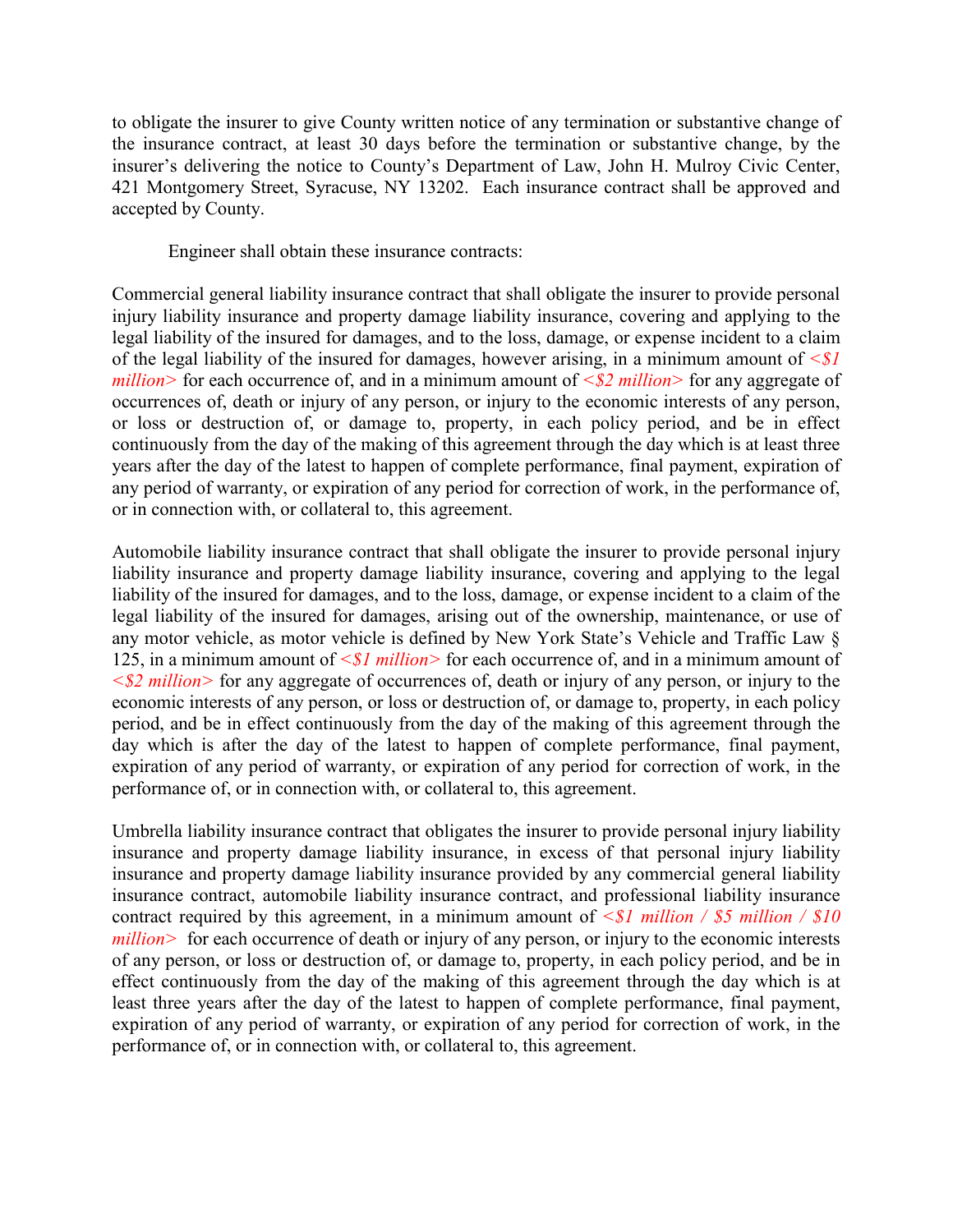to obligate the insurer to give County written notice of any termination or substantive change of the insurance contract, at least 30 days before the termination or substantive change, by the insurer's delivering the notice to County's Department of Law, John H. Mulroy Civic Center, 421 Montgomery Street, Syracuse, NY 13202. Each insurance contract shall be approved and accepted by County.

Engineer shall obtain these insurance contracts:

Commercial general liability insurance contract that shall obligate the insurer to provide personal injury liability insurance and property damage liability insurance, covering and applying to the legal liability of the insured for damages, and to the loss, damage, or expense incident to a claim of the legal liability of the insured for damages, however arising, in a minimum amount of *<$1 million>* for each occurrence of, and in a minimum amount of *<$2 million>* for any aggregate of occurrences of, death or injury of any person, or injury to the economic interests of any person, or loss or destruction of, or damage to, property, in each policy period, and be in effect continuously from the day of the making of this agreement through the day which is at least three years after the day of the latest to happen of complete performance, final payment, expiration of any period of warranty, or expiration of any period for correction of work, in the performance of, or in connection with, or collateral to, this agreement.

Automobile liability insurance contract that shall obligate the insurer to provide personal injury liability insurance and property damage liability insurance, covering and applying to the legal liability of the insured for damages, and to the loss, damage, or expense incident to a claim of the legal liability of the insured for damages, arising out of the ownership, maintenance, or use of any motor vehicle, as motor vehicle is defined by New York State's Vehicle and Traffic Law § 125, in a minimum amount of *<$1 million>* for each occurrence of, and in a minimum amount of *<$2 million>* for any aggregate of occurrences of, death or injury of any person, or injury to the economic interests of any person, or loss or destruction of, or damage to, property, in each policy period, and be in effect continuously from the day of the making of this agreement through the day which is after the day of the latest to happen of complete performance, final payment, expiration of any period of warranty, or expiration of any period for correction of work, in the performance of, or in connection with, or collateral to, this agreement.

Umbrella liability insurance contract that obligates the insurer to provide personal injury liability insurance and property damage liability insurance, in excess of that personal injury liability insurance and property damage liability insurance provided by any commercial general liability insurance contract, automobile liability insurance contract, and professional liability insurance contract required by this agreement, in a minimum amount of *<$1 million / $5 million / $10 million>* for each occurrence of death or injury of any person, or injury to the economic interests of any person, or loss or destruction of, or damage to, property, in each policy period, and be in effect continuously from the day of the making of this agreement through the day which is at least three years after the day of the latest to happen of complete performance, final payment, expiration of any period of warranty, or expiration of any period for correction of work, in the performance of, or in connection with, or collateral to, this agreement.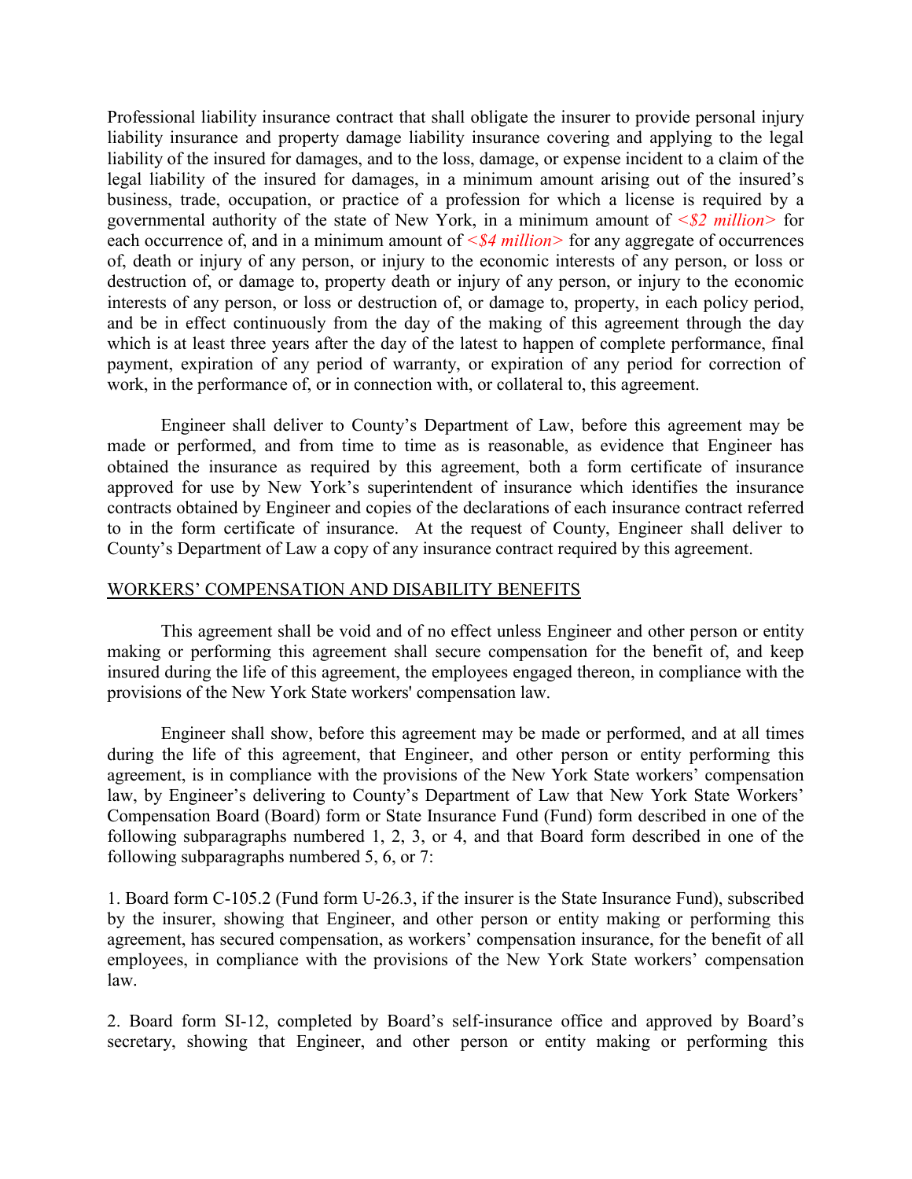Professional liability insurance contract that shall obligate the insurer to provide personal injury liability insurance and property damage liability insurance covering and applying to the legal liability of the insured for damages, and to the loss, damage, or expense incident to a claim of the legal liability of the insured for damages, in a minimum amount arising out of the insured's business, trade, occupation, or practice of a profession for which a license is required by a governmental authority of the state of New York, in a minimum amount of *<$2 million>* for each occurrence of, and in a minimum amount of *<$4 million>* for any aggregate of occurrences of, death or injury of any person, or injury to the economic interests of any person, or loss or destruction of, or damage to, property death or injury of any person, or injury to the economic interests of any person, or loss or destruction of, or damage to, property, in each policy period, and be in effect continuously from the day of the making of this agreement through the day which is at least three years after the day of the latest to happen of complete performance, final payment, expiration of any period of warranty, or expiration of any period for correction of work, in the performance of, or in connection with, or collateral to, this agreement.

Engineer shall deliver to County's Department of Law, before this agreement may be made or performed, and from time to time as is reasonable, as evidence that Engineer has obtained the insurance as required by this agreement, both a form certificate of insurance approved for use by New York's superintendent of insurance which identifies the insurance contracts obtained by Engineer and copies of the declarations of each insurance contract referred to in the form certificate of insurance. At the request of County, Engineer shall deliver to County's Department of Law a copy of any insurance contract required by this agreement.

## WORKERS' COMPENSATION AND DISABILITY BENEFITS

This agreement shall be void and of no effect unless Engineer and other person or entity making or performing this agreement shall secure compensation for the benefit of, and keep insured during the life of this agreement, the employees engaged thereon, in compliance with the provisions of the New York State workers' compensation law.

Engineer shall show, before this agreement may be made or performed, and at all times during the life of this agreement, that Engineer, and other person or entity performing this agreement, is in compliance with the provisions of the New York State workers' compensation law, by Engineer's delivering to County's Department of Law that New York State Workers' Compensation Board (Board) form or State Insurance Fund (Fund) form described in one of the following subparagraphs numbered 1, 2, 3, or 4, and that Board form described in one of the following subparagraphs numbered 5, 6, or 7:

1. Board form C-105.2 (Fund form U-26.3, if the insurer is the State Insurance Fund), subscribed by the insurer, showing that Engineer, and other person or entity making or performing this agreement, has secured compensation, as workers' compensation insurance, for the benefit of all employees, in compliance with the provisions of the New York State workers' compensation law.

2. Board form SI-12, completed by Board's self-insurance office and approved by Board's secretary, showing that Engineer, and other person or entity making or performing this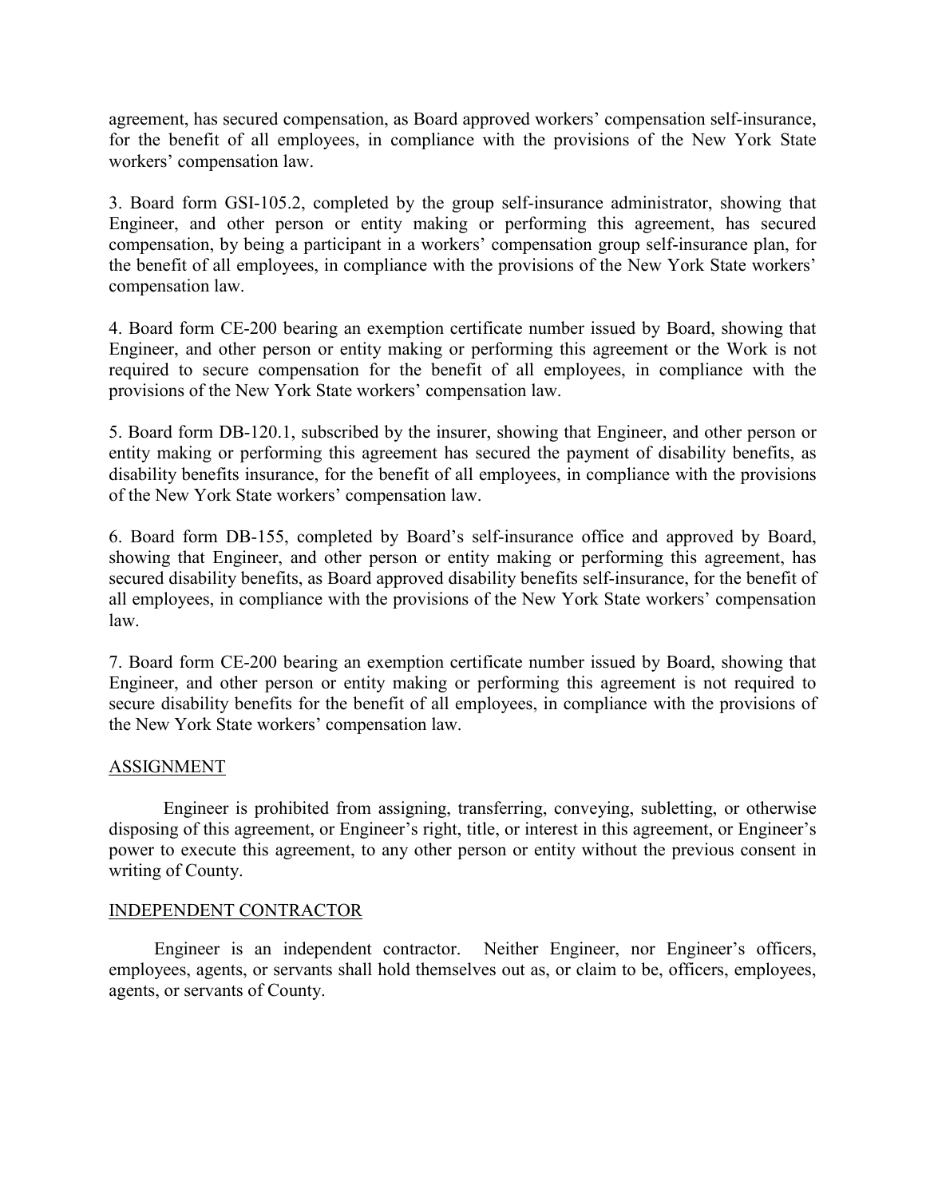agreement, has secured compensation, as Board approved workers' compensation self-insurance, for the benefit of all employees, in compliance with the provisions of the New York State workers' compensation law.

3. Board form GSI-105.2, completed by the group self-insurance administrator, showing that Engineer, and other person or entity making or performing this agreement, has secured compensation, by being a participant in a workers' compensation group self-insurance plan, for the benefit of all employees, in compliance with the provisions of the New York State workers' compensation law.

4. Board form CE-200 bearing an exemption certificate number issued by Board, showing that Engineer, and other person or entity making or performing this agreement or the Work is not required to secure compensation for the benefit of all employees, in compliance with the provisions of the New York State workers' compensation law.

5. Board form DB-120.1, subscribed by the insurer, showing that Engineer, and other person or entity making or performing this agreement has secured the payment of disability benefits, as disability benefits insurance, for the benefit of all employees, in compliance with the provisions of the New York State workers' compensation law.

6. Board form DB-155, completed by Board's self-insurance office and approved by Board, showing that Engineer, and other person or entity making or performing this agreement, has secured disability benefits, as Board approved disability benefits self-insurance, for the benefit of all employees, in compliance with the provisions of the New York State workers' compensation law.

7. Board form CE-200 bearing an exemption certificate number issued by Board, showing that Engineer, and other person or entity making or performing this agreement is not required to secure disability benefits for the benefit of all employees, in compliance with the provisions of the New York State workers' compensation law.

## ASSIGNMENT

Engineer is prohibited from assigning, transferring, conveying, subletting, or otherwise disposing of this agreement, or Engineer's right, title, or interest in this agreement, or Engineer's power to execute this agreement, to any other person or entity without the previous consent in writing of County.

## INDEPENDENT CONTRACTOR

Engineer is an independent contractor. Neither Engineer, nor Engineer's officers, employees, agents, or servants shall hold themselves out as, or claim to be, officers, employees, agents, or servants of County.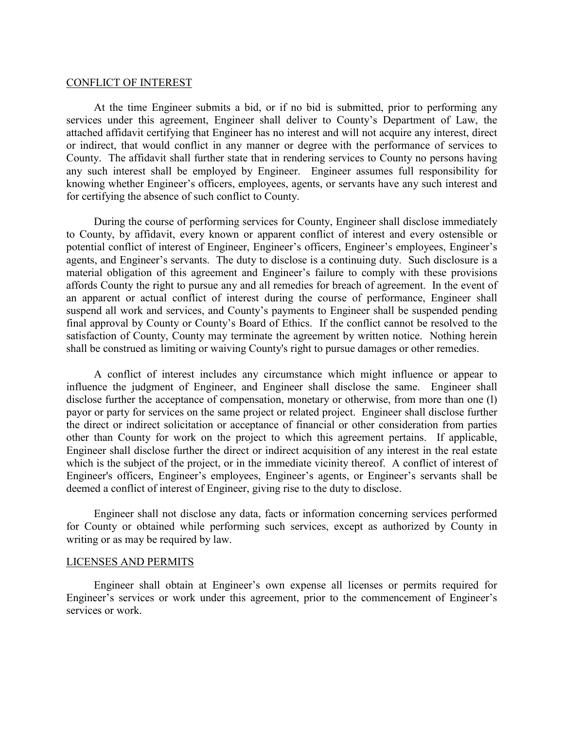## CONFLICT OF INTEREST

At the time Engineer submits a bid, or if no bid is submitted, prior to performing any services under this agreement, Engineer shall deliver to County's Department of Law, the attached affidavit certifying that Engineer has no interest and will not acquire any interest, direct or indirect, that would conflict in any manner or degree with the performance of services to County. The affidavit shall further state that in rendering services to County no persons having any such interest shall be employed by Engineer. Engineer assumes full responsibility for knowing whether Engineer's officers, employees, agents, or servants have any such interest and for certifying the absence of such conflict to County.

During the course of performing services for County, Engineer shall disclose immediately to County, by affidavit, every known or apparent conflict of interest and every ostensible or potential conflict of interest of Engineer, Engineer's officers, Engineer's employees, Engineer's agents, and Engineer's servants. The duty to disclose is a continuing duty. Such disclosure is a material obligation of this agreement and Engineer's failure to comply with these provisions affords County the right to pursue any and all remedies for breach of agreement. In the event of an apparent or actual conflict of interest during the course of performance, Engineer shall suspend all work and services, and County's payments to Engineer shall be suspended pending final approval by County or County's Board of Ethics. If the conflict cannot be resolved to the satisfaction of County, County may terminate the agreement by written notice. Nothing herein shall be construed as limiting or waiving County's right to pursue damages or other remedies.

A conflict of interest includes any circumstance which might influence or appear to influence the judgment of Engineer, and Engineer shall disclose the same. Engineer shall disclose further the acceptance of compensation, monetary or otherwise, from more than one (l) payor or party for services on the same project or related project. Engineer shall disclose further the direct or indirect solicitation or acceptance of financial or other consideration from parties other than County for work on the project to which this agreement pertains. If applicable, Engineer shall disclose further the direct or indirect acquisition of any interest in the real estate which is the subject of the project, or in the immediate vicinity thereof. A conflict of interest of Engineer's officers, Engineer's employees, Engineer's agents, or Engineer's servants shall be deemed a conflict of interest of Engineer, giving rise to the duty to disclose.

Engineer shall not disclose any data, facts or information concerning services performed for County or obtained while performing such services, except as authorized by County in writing or as may be required by law.

## LICENSES AND PERMITS

Engineer shall obtain at Engineer's own expense all licenses or permits required for Engineer's services or work under this agreement, prior to the commencement of Engineer's services or work.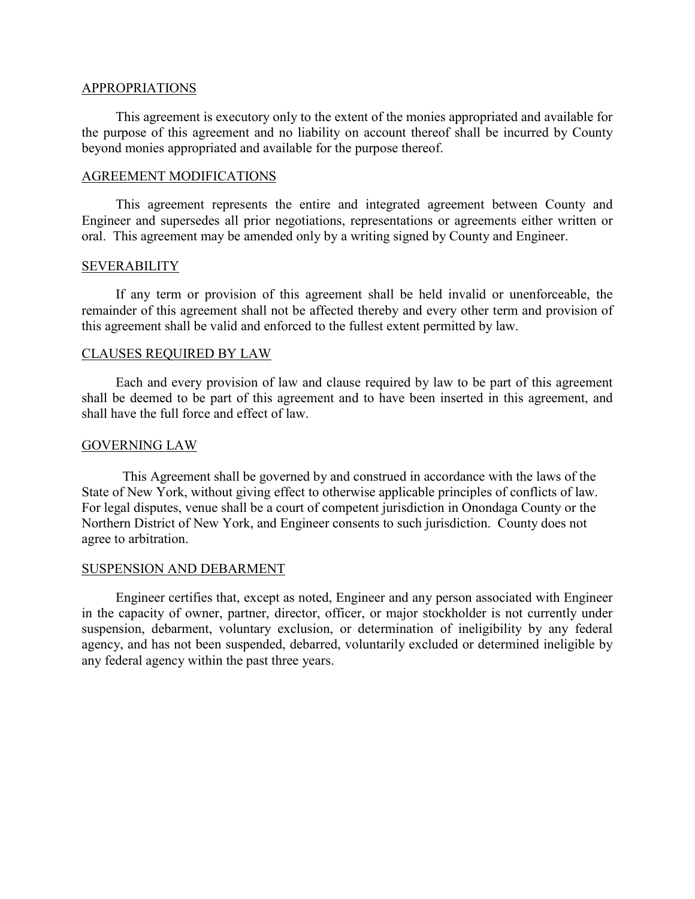## APPROPRIATIONS

This agreement is executory only to the extent of the monies appropriated and available for the purpose of this agreement and no liability on account thereof shall be incurred by County beyond monies appropriated and available for the purpose thereof.

## AGREEMENT MODIFICATIONS

This agreement represents the entire and integrated agreement between County and Engineer and supersedes all prior negotiations, representations or agreements either written or oral. This agreement may be amended only by a writing signed by County and Engineer.

## SEVERABILITY

If any term or provision of this agreement shall be held invalid or unenforceable, the remainder of this agreement shall not be affected thereby and every other term and provision of this agreement shall be valid and enforced to the fullest extent permitted by law.

## CLAUSES REQUIRED BY LAW

Each and every provision of law and clause required by law to be part of this agreement shall be deemed to be part of this agreement and to have been inserted in this agreement, and shall have the full force and effect of law.

## GOVERNING LAW

This Agreement shall be governed by and construed in accordance with the laws of the State of New York, without giving effect to otherwise applicable principles of conflicts of law. For legal disputes, venue shall be a court of competent jurisdiction in Onondaga County or the Northern District of New York, and Engineer consents to such jurisdiction. County does not agree to arbitration.

## SUSPENSION AND DEBARMENT

Engineer certifies that, except as noted, Engineer and any person associated with Engineer in the capacity of owner, partner, director, officer, or major stockholder is not currently under suspension, debarment, voluntary exclusion, or determination of ineligibility by any federal agency, and has not been suspended, debarred, voluntarily excluded or determined ineligible by any federal agency within the past three years.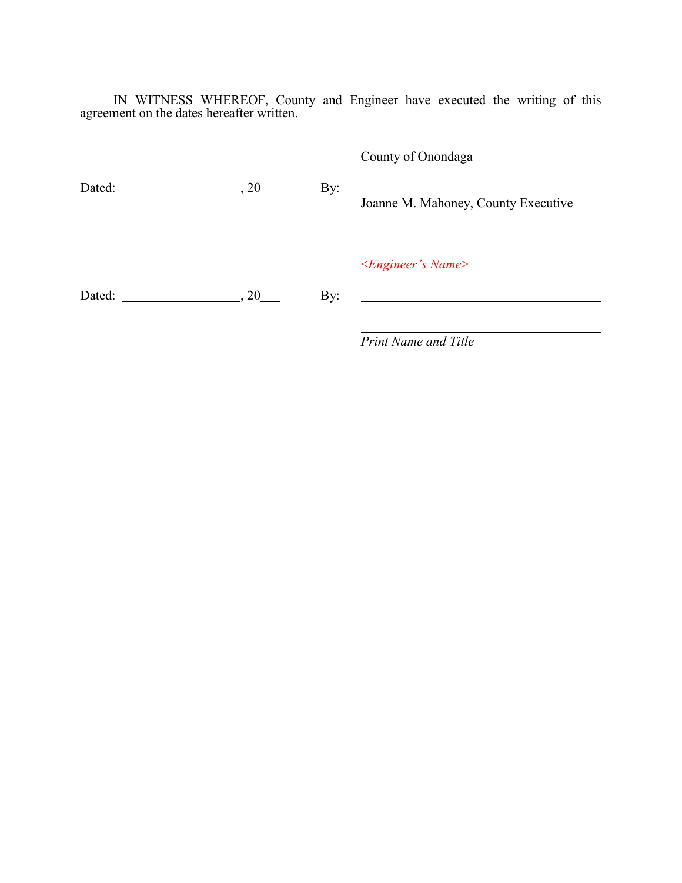IN WITNESS WHEREOF, County and Engineer have executed the writing of this agreement on the dates hereafter written.

County of Onondaga

Dated: ____________________, 20___ By: ________________________________________

Joanne M. Mahoney, County Executive

*<Engineer's Name>*

Dated: ____________________, 20___ By: ________________________________________

________________________________________

*Print Name and Title*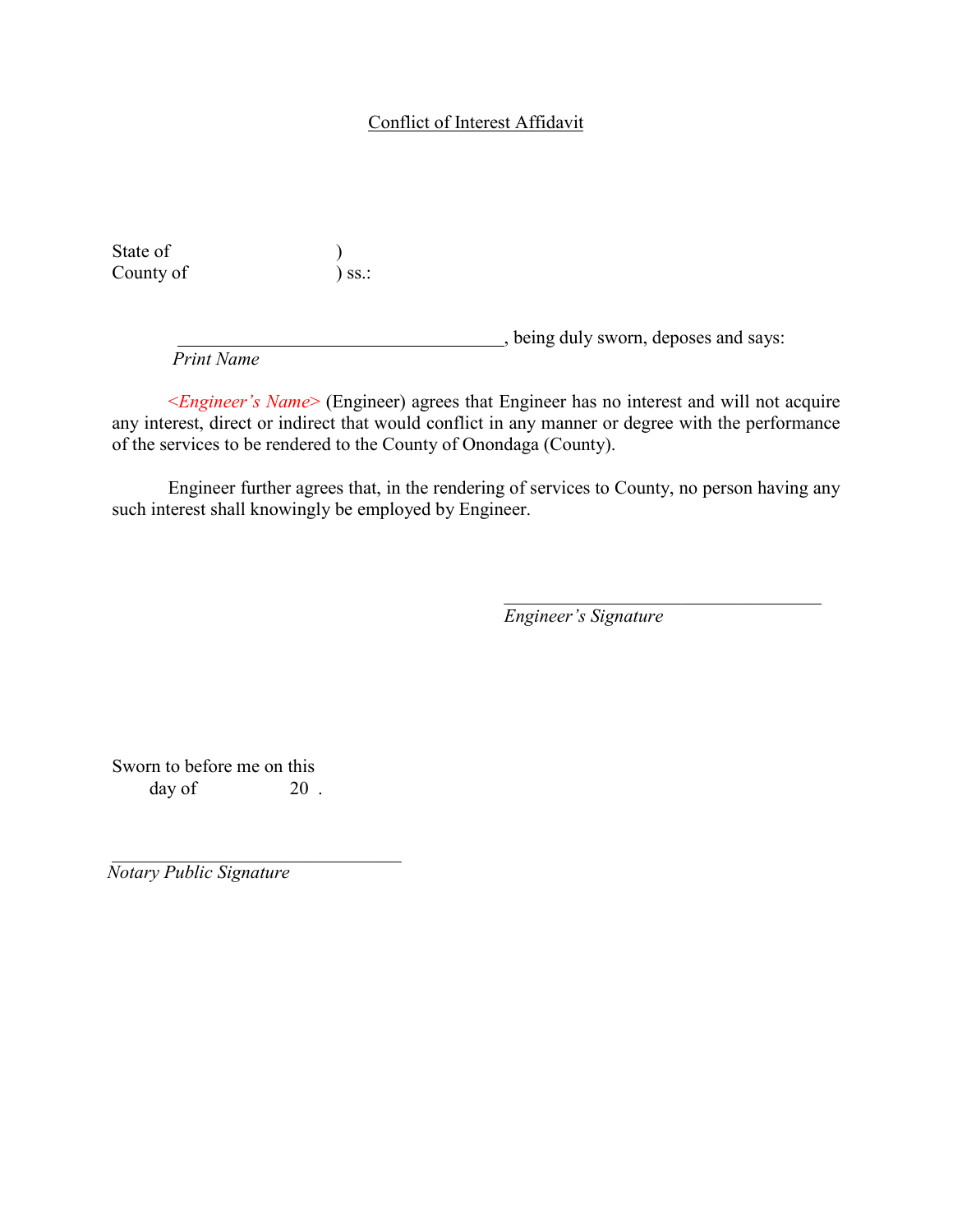Conflict of Interest Affidavit

State of )
County of ) ss.:

\_\_\_\_\_\_\_\_\_\_\_\_\_\_\_\_\_\_\_\_\_\_\_\_\_\_\_\_\_\_\_\_\_\_\_\_, being duly sworn, deposes and says:
*Print Name*

*<Engineer's Name>* (Engineer) agrees that Engineer has no interest and will not acquire any interest, direct or indirect that would conflict in any manner or degree with the performance of the services to be rendered to the County of Onondaga (County).

Engineer further agrees that, in the rendering of services to County, no person having any such interest shall knowingly be employed by Engineer.

\_\_\_\_\_\_\_\_\_\_\_\_\_\_\_\_\_\_\_\_\_\_\_\_\_\_\_\_\_\_\_\_\_\_\_\_
*Engineer's Signature*

Sworn to before me on this
day of 20 .

\_\_\_\_\_\_\_\_\_\_\_\_\_\_\_\_\_\_\_\_\_\_\_\_\_\_\_\_\_\_\_\_\_\_
*Notary Public Signature*